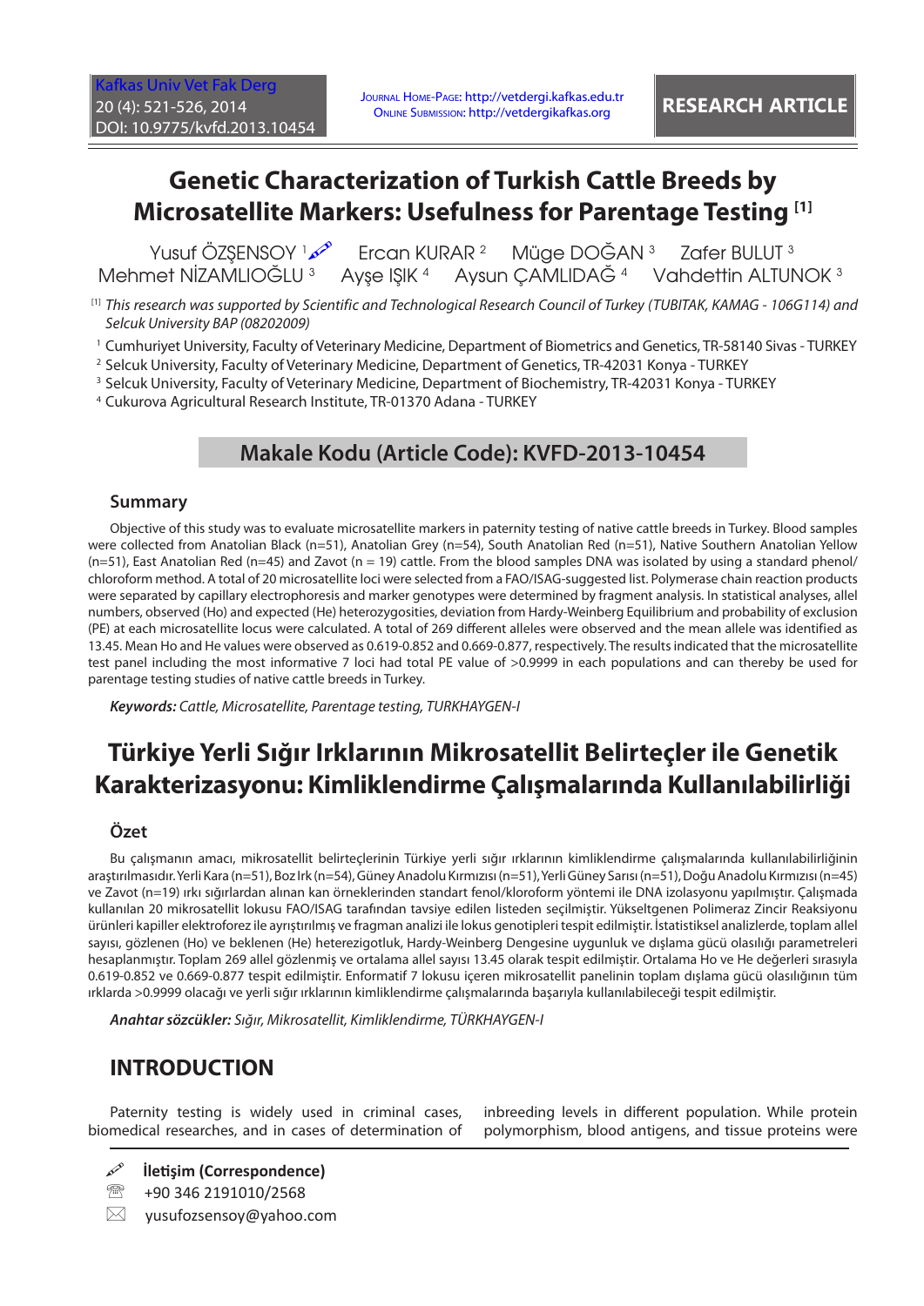# Genetic Characterization of Turkish Cattle Breeds by Microsatellite Markers: Usefulness for Parentage Testing [1]

Yusuf ÖZŞENSOY [1] Ercan KURAR [2] Müge DOĞAN [3] Zafer BULUT [3] Mehmet NİZAMLIOĞLU [3] Ayşe IŞIK [4] Aysun ÇAMLIDAĞ [4] Vahdettin ALTUNOK [3]

[1] *This research was supported by Scientific and Technological Research Council of Turkey (TUBITAK, KAMAG - 106G114) and Selcuk University BAP (08202009)*

[1] Cumhuriyet University, Faculty of Veterinary Medicine, Department of Biometrics and Genetics, TR-58140 Sivas - TURKEY

[2] Selcuk University, Faculty of Veterinary Medicine, Department of Genetics, TR-42031 Konya - TURKEY

[3] Selcuk University, Faculty of Veterinary Medicine, Department of Biochemistry, TR-42031 Konya - TURKEY

[4] Cukurova Agricultural Research Institute, TR-01370 Adana - TURKEY

## Makale Kodu (Article Code): KVFD-2013-10454

### Summary

Objective of this study was to evaluate microsatellite markers in paternity testing of native cattle breeds in Turkey. Blood samples were collected from Anatolian Black (n=51), Anatolian Grey (n=54), South Anatolian Red (n=51), Native Southern Anatolian Yellow (n=51), East Anatolian Red (n=45) and Zavot (n = 19) cattle. From the blood samples DNA was isolated by using a standard phenol/chloroform method. A total of 20 microsatellite loci were selected from a FAO/ISAG-suggested list. Polymerase chain reaction products were separated by capillary electrophoresis and marker genotypes were determined by fragment analysis. In statistical analyses, allel numbers, observed (Ho) and expected (He) heterozygosities, deviation from Hardy-Weinberg Equilibrium and probability of exclusion (PE) at each microsatellite locus were calculated. A total of 269 different alleles were observed and the mean allele was identified as 13.45. Mean Ho and He values were observed as 0.619-0.852 and 0.669-0.877, respectively. The results indicated that the microsatellite test panel including the most informative 7 loci had total PE value of >0.9999 in each populations and can thereby be used for parentage testing studies of native cattle breeds in Turkey.

***Keywords:*** *Cattle, Microsatellite, Parentage testing, TURKHAYGEN-I*

# Türkiye Yerli Sığır Irklarının Mikrosatellit Belirteçler ile Genetik Karakterizasyonu: Kimliklendirme Çalışmalarında Kullanılabilirliği

### Özet

Bu çalışmanın amacı, mikrosatellit belirteçlerinin Türkiye yerli sığır ırklarının kimliklendirme çalışmalarında kullanılabilirliğinin araştırılmasıdır. Yerli Kara (n=51), Boz Irk (n=54), Güney Anadolu Kırmızısı (n=51), Yerli Güney Sarısı (n=51), Doğu Anadolu Kırmızısı (n=45) ve Zavot (n=19) ırkı sığırlardan alınan kan örneklerinden standart fenol/kloroform yöntemi ile DNA izolasyonu yapılmıştır. Çalışmada kullanılan 20 mikrosatellit lokusu FAO/ISAG tarafından tavsiye edilen listeden seçilmiştir. Yükseltgenen Polimeraz Zincir Reaksiyonu ürünleri kapiller elektroforez ile ayrıştırılmış ve fragman analizi ile lokus genotipleri tespit edilmiştir. İstatistiksel analizlerde, toplam allel sayısı, gözlenen (Ho) ve beklenen (He) heterezigotluk, Hardy-Weinberg Dengesine uygunluk ve dışlama gücü olasılığı parametreleri hesaplanmıştır. Toplam 269 allel gözlenmiş ve ortalama allel sayısı 13.45 olarak tespit edilmiştir. Ortalama Ho ve He değerleri sırasıyla 0.619-0.852 ve 0.669-0.877 tespit edilmiştir. Enformatif 7 lokusu içeren mikrosatellit panelinin toplam dışlama gücü olasılığının tüm ırklarda >0.9999 olacağı ve yerli sığır ırklarının kimliklendirme çalışmalarında başarıyla kullanılabileceği tespit edilmiştir.

***Anahtar sözcükler:*** *Sığır, Mikrosatellit, Kimliklendirme, TÜRKHAYGEN-I*

## INTRODUCTION

Paternity testing is widely used in criminal cases, biomedical researches, and in cases of determination of inbreeding levels in different population. While protein polymorphism, blood antigens, and tissue proteins were

**İletişim (Correspondence)**

+90 346 2191010/2568

yusufozsensoy@yahoo.com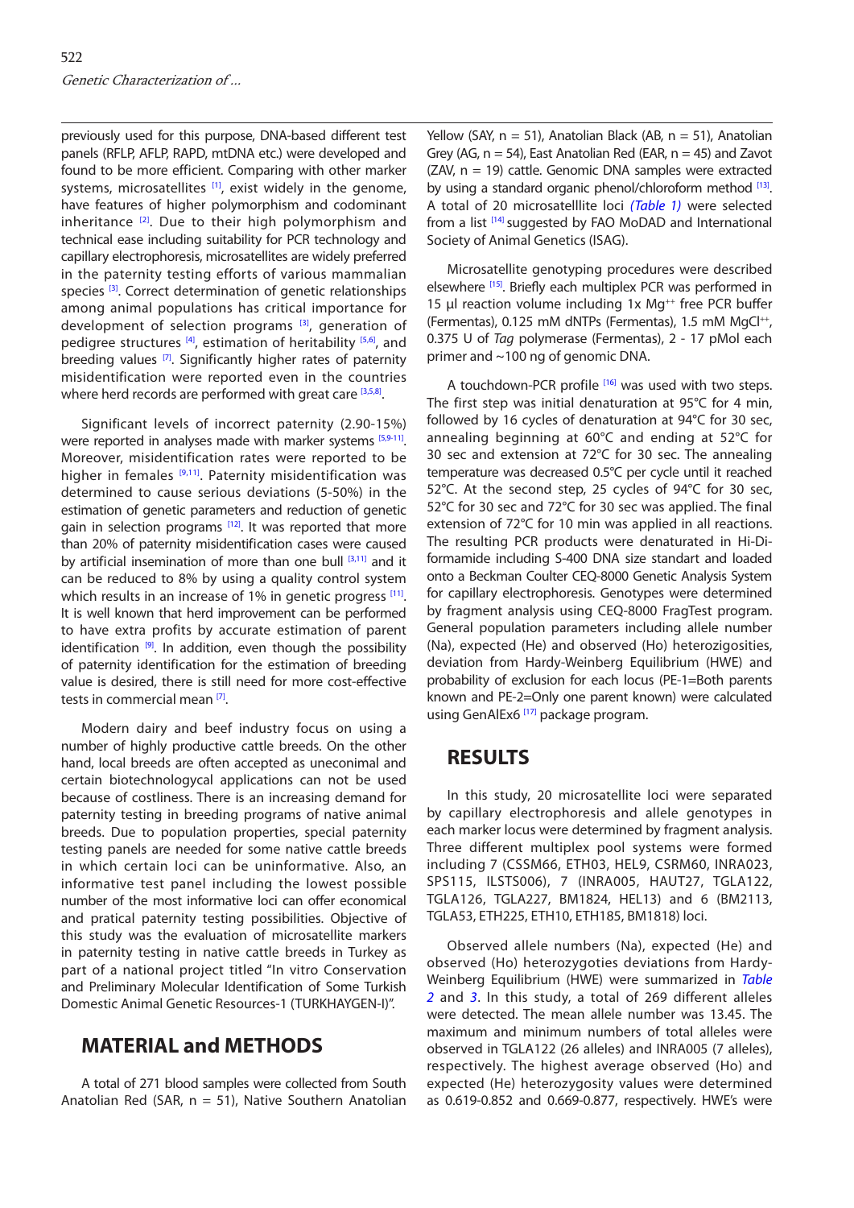previously used for this purpose, DNA-based different test panels (RFLP, AFLP, RAPD, mtDNA etc.) were developed and found to be more efficient. Comparing with other marker systems, microsatellites [1], exist widely in the genome, have features of higher polymorphism and codominant inheritance [2]. Due to their high polymorphism and technical ease including suitability for PCR technology and capillary electrophoresis, microsatellites are widely preferred in the paternity testing efforts of various mammalian species [3]. Correct determination of genetic relationships among animal populations has critical importance for development of selection programs [3], generation of pedigree structures [4], estimation of heritability [5,6], and breeding values [7]. Significantly higher rates of paternity misidentification were reported even in the countries where herd records are performed with great care [3,5,8].

Significant levels of incorrect paternity (2.90-15%) were reported in analyses made with marker systems [5,9-11]. Moreover, misidentification rates were reported to be higher in females [9,11]. Paternity misidentification was determined to cause serious deviations (5-50%) in the estimation of genetic parameters and reduction of genetic gain in selection programs [12]. It was reported that more than 20% of paternity misidentification cases were caused by artificial insemination of more than one bull [3,11] and it can be reduced to 8% by using a quality control system which results in an increase of 1% in genetic progress [11]. It is well known that herd improvement can be performed to have extra profits by accurate estimation of parent identification [9]. In addition, even though the possibility of paternity identification for the estimation of breeding value is desired, there is still need for more cost-effective tests in commercial mean [7].

Modern dairy and beef industry focus on using a number of highly productive cattle breeds. On the other hand, local breeds are often accepted as uneconimal and certain biotechnologycal applications can not be used because of costliness. There is an increasing demand for paternity testing in breeding programs of native animal breeds. Due to population properties, special paternity testing panels are needed for some native cattle breeds in which certain loci can be uninformative. Also, an informative test panel including the lowest possible number of the most informative loci can offer economical and pratical paternity testing possibilities. Objective of this study was the evaluation of microsatellite markers in paternity testing in native cattle breeds in Turkey as part of a national project titled "In vitro Conservation and Preliminary Molecular Identification of Some Turkish Domestic Animal Genetic Resources-1 (TURKHAYGEN-I)".

## MATERIAL and METHODS

A total of 271 blood samples were collected from South Anatolian Red (SAR, n = 51), Native Southern Anatolian Yellow (SAY, n = 51), Anatolian Black (AB, n = 51), Anatolian Grey (AG, n = 54), East Anatolian Red (EAR, n = 45) and Zavot (ZAV, n = 19) cattle. Genomic DNA samples were extracted by using a standard organic phenol/chloroform method [13]. A total of 20 microsatelllite loci *(Table 1)* were selected from a list [14] suggested by FAO MoDAD and International Society of Animal Genetics (ISAG).

Microsatellite genotyping procedures were described elsewhere [15]. Briefly each multiplex PCR was performed in 15 µl reaction volume including 1x $Mg^{++}$ free PCR buffer (Fermentas), 0.125 mM dNTPs (Fermentas), 1.5 mM $MgCl^{++}$, 0.375 U of *Tag* polymerase (Fermentas), 2 - 17 pMol each primer and ~100 ng of genomic DNA.

A touchdown-PCR profile [16] was used with two steps. The first step was initial denaturation at 95°C for 4 min, followed by 16 cycles of denaturation at 94°C for 30 sec, annealing beginning at 60°C and ending at 52°C for 30 sec and extension at 72°C for 30 sec. The annealing temperature was decreased 0.5°C per cycle until it reached 52°C. At the second step, 25 cycles of 94°C for 30 sec, 52°C for 30 sec and 72°C for 30 sec was applied. The final extension of 72°C for 10 min was applied in all reactions. The resulting PCR products were denaturated in Hi-Di-formamide including S-400 DNA size standart and loaded onto a Beckman Coulter CEQ-8000 Genetic Analysis System for capillary electrophoresis. Genotypes were determined by fragment analysis using CEQ-8000 FragTest program. General population parameters including allele number (Na), expected (He) and observed (Ho) heterozigosities, deviation from Hardy-Weinberg Equilibrium (HWE) and probability of exclusion for each locus (PE-1=Both parents known and PE-2=Only one parent known) were calculated using GenAlEx6 [17] package program.

## RESULTS

In this study, 20 microsatellite loci were separated by capillary electrophoresis and allele genotypes in each marker locus were determined by fragment analysis. Three different multiplex pool systems were formed including 7 (CSSM66, ETH03, HEL9, CSRM60, INRA023, SPS115, ILSTS006), 7 (INRA005, HAUT27, TGLA122, TGLA126, TGLA227, BM1824, HEL13) and 6 (BM2113, TGLA53, ETH225, ETH10, ETH185, BM1818) loci.

Observed allele numbers (Na), expected (He) and observed (Ho) heterozygoties deviations from Hardy-Weinberg Equilibrium (HWE) were summarized in *Table 2* and *3*. In this study, a total of 269 different alleles were detected. The mean allele number was 13.45. The maximum and minimum numbers of total alleles were observed in TGLA122 (26 alleles) and INRA005 (7 alleles), respectively. The highest average observed (Ho) and expected (He) heterozygosity values were determined as 0.619-0.852 and 0.669-0.877, respectively. HWE's were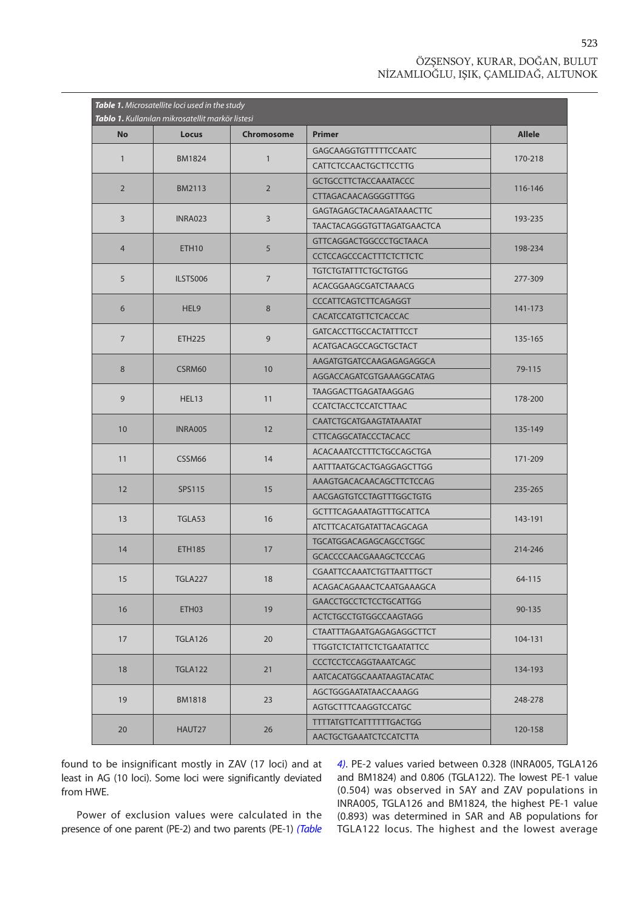**Table 1.** *Microsatellite loci used in the study*

**Tablo 1.** *Kullanılan mikrosatellit markör listesi*

| No | Locus | Chromosome | Primer | Allele |
|---|---|---|---|---|
| 1 | BM1824 | 1 | GAGCAAGGTGTTTTTCCAATC | 170-218 |
| | | | CATTCTCCAACTGCTTCCTTG | |
| 2 | BM2113 | 2 | GCTGCCTTCTACCAAATACCC | 116-146 |
| | | | CTTAGACAACAGGGGTTTGG | |
| 3 | INRA023 | 3 | GAGTAGAGCTACAAGATAAACTTC | 193-235 |
| | | | TAACTACAGGGTGTTAGATGAACTCA | |
| 4 | ETH10 | 5 | GTTCAGGACTGGCCCTGCTAACA | 198-234 |
| | | | CCTCCAGCCCACTTTCTCTTCTC | |
| 5 | ILSTS006 | 7 | TGTCTGTATTTCTGCTGTGG | 277-309 |
| | | | ACACGGAAGCGATCTAAACG | |
| 6 | HEL9 | 8 | CCCATTCAGTCTTCAGAGGT | 141-173 |
| | | | CACATCCATGTTCTCACCAC | |
| 7 | ETH225 | 9 | GATCACCTTGCCACTATTTCCT | 135-165 |
| | | | ACATGACAGCCAGCTGCTACT | |
| 8 | CSRM60 | 10 | AAGATGTGATCCAAGAGAGAGGCA | 79-115 |
| | | | AGGACCAGATCGTGAAAGGCATAG | |
| 9 | HEL13 | 11 | TAAGGACTTGAGATAAGGAG | 178-200 |
| | | | CCATCTACCTCCATCTTAAC | |
| 10 | INRA005 | 12 | CAATCTGCATGAAGTATAAATAT | 135-149 |
| | | | CTTCAGGCATACCCTACACC | |
| 11 | CSSM66 | 14 | ACACAAATCCTTTCTGCCAGCTGA | 171-209 |
| | | | AATTTAATGCACTGAGGAGCTTGG | |
| 12 | SPS115 | 15 | AAAGTGACACAACAGCTTCTCCAG | 235-265 |
| | | | AACGAGTGTCCTAGTTTGGCTGTG | |
| 13 | TGLA53 | 16 | GCTTTCAGAAATAGTTTGCATTCA | 143-191 |
| | | | ATCTTCACATGATATTACAGCAGA | |
| 14 | ETH185 | 17 | TGCATGGACAGAGCAGCCTGGC | 214-246 |
| | | | GCACCCCAACGAAAGCTCCCAG | |
| 15 | TGLA227 | 18 | CGAATTCCAAATCTGTTAATTTGCT | 64-115 |
| | | | ACAGACAGAAACTCAATGAAAGCA | |
| 16 | ETH03 | 19 | GAACCTGCCTCTCCTGCATTGG | 90-135 |
| | | | ACTCTGCCTGTGGCCAAGTAGG | |
| 17 | TGLA126 | 20 | CTAATTTAGAATGAGAGAGGCTTCT | 104-131 |
| | | | TTGGTCTCTATTCTCTGAATATTCC | |
| 18 | TGLA122 | 21 | CCCTCCTCCAGGTAAATCAGC | 134-193 |
| | | | AATCACATGGCAAATAAGTACATAC | |
| 19 | BM1818 | 23 | AGCTGGGAATATAACCAAAGG | 248-278 |
| | | | AGTGCTTTCAAGGTCCATGC | |
| 20 | HAUT27 | 26 | TTTTATGTTCATTTTTTGACTGG | 120-158 |
| | | | AACTGCTGAAATCTCCATCTTA | |

found to be insignificant mostly in ZAV (17 loci) and at least in AG (10 loci). Some loci were significantly deviated from HWE.

Power of exclusion values were calculated in the presence of one parent (PE-2) and two parents (PE-1) *(Table 4)*. PE-2 values varied between 0.328 (INRA005, TGLA126 and BM1824) and 0.806 (TGLA122). The lowest PE-1 value (0.504) was observed in SAY and ZAV populations in INRA005, TGLA126 and BM1824, the highest PE-1 value (0.893) was determined in SAR and AB populations for TGLA122 locus. The highest and the lowest average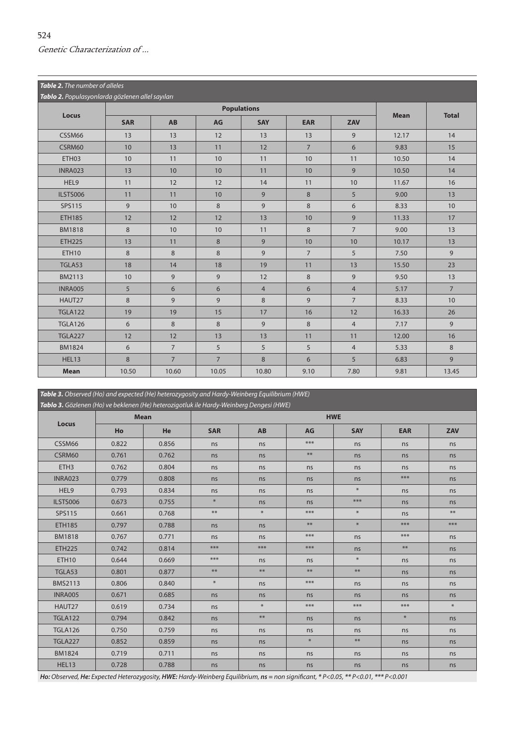***Table 2.** The number of alleles*

***Tablo 2.** Populasyonlarda gözlenen allel sayıları*

| Locus | Populations | | | | | | Mean | Total |
|---|---|---|---|---|---|---|---|---|
| | SAR | AB | AG | SAY | EAR | ZAV | | |
| CSSM66 | 13 | 13 | 12 | 13 | 13 | 9 | 12.17 | 14 |
| CSRM60 | 10 | 13 | 11 | 12 | 7 | 6 | 9.83 | 15 |
| ETH03 | 10 | 11 | 10 | 11 | 10 | 11 | 10.50 | 14 |
| INRA023 | 13 | 10 | 10 | 11 | 10 | 9 | 10.50 | 14 |
| HEL9 | 11 | 12 | 12 | 14 | 11 | 10 | 11.67 | 16 |
| ILSTS006 | 11 | 11 | 10 | 9 | 8 | 5 | 9.00 | 13 |
| SPS115 | 9 | 10 | 8 | 9 | 8 | 6 | 8.33 | 10 |
| ETH185 | 12 | 12 | 12 | 13 | 10 | 9 | 11.33 | 17 |
| BM1818 | 8 | 10 | 10 | 11 | 8 | 7 | 9.00 | 13 |
| ETH225 | 13 | 11 | 8 | 9 | 10 | 10 | 10.17 | 13 |
| ETH10 | 8 | 8 | 8 | 9 | 7 | 5 | 7.50 | 9 |
| TGLA53 | 18 | 14 | 18 | 19 | 11 | 13 | 15.50 | 23 |
| BM2113 | 10 | 9 | 9 | 12 | 8 | 9 | 9.50 | 13 |
| INRA005 | 5 | 6 | 6 | 4 | 6 | 4 | 5.17 | 7 |
| HAUT27 | 8 | 9 | 9 | 8 | 9 | 7 | 8.33 | 10 |
| TGLA122 | 19 | 19 | 15 | 17 | 16 | 12 | 16.33 | 26 |
| TGLA126 | 6 | 8 | 8 | 9 | 8 | 4 | 7.17 | 9 |
| TGLA227 | 12 | 12 | 13 | 13 | 11 | 11 | 12.00 | 16 |
| BM1824 | 6 | 7 | 5 | 5 | 5 | 4 | 5.33 | 8 |
| HEL13 | 8 | 7 | 7 | 8 | 6 | 5 | 6.83 | 9 |
| **Mean** | 10.50 | 10.60 | 10.05 | 10.80 | 9.10 | 7.80 | 9.81 | 13.45 |

***Table 3.** Observed (Ho) and expected (He) heterozygosity and Hardy-Weinberg Equilibrium (HWE)*

***Tablo 3.** Gözlenen (Ho) ve beklenen (He) heterozigotluk ile Hardy-Weinberg Dengesi (HWE)*

| Locus | Mean | | HWE | | | | | |
|---|---|---|---|---|---|---|---|---|
| | Ho | He | SAR | AB | AG | SAY | EAR | ZAV |
| CSSM66 | 0.822 | 0.856 | ns | ns | *** | ns | ns | ns |
| CSRM60 | 0.761 | 0.762 | ns | ns | ** | ns | ns | ns |
| ETH3 | 0.762 | 0.804 | ns | ns | ns | ns | ns | ns |
| INRA023 | 0.779 | 0.808 | ns | ns | ns | ns | *** | ns |
| HEL9 | 0.793 | 0.834 | ns | ns | ns | * | ns | ns |
| ILSTS006 | 0.673 | 0.755 | * | ns | ns | *** | ns | ns |
| SPS115 | 0.661 | 0.768 | ** | * | *** | * | ns | ** |
| ETH185 | 0.797 | 0.788 | ns | ns | ** | * | *** | *** |
| BM1818 | 0.767 | 0.771 | ns | ns | *** | ns | *** | ns |
| ETH225 | 0.742 | 0.814 | *** | *** | *** | ns | ** | ns |
| ETH10 | 0.644 | 0.669 | *** | ns | ns | * | ns | ns |
| TGLA53 | 0.801 | 0.877 | ** | ** | ** | ** | ns | ns |
| BMS2113 | 0.806 | 0.840 | * | ns | *** | ns | ns | ns |
| INRA005 | 0.671 | 0.685 | ns | ns | ns | ns | ns | ns |
| HAUT27 | 0.619 | 0.734 | ns | * | *** | *** | *** | * |
| TGLA122 | 0.794 | 0.842 | ns | ** | ns | ns | * | ns |
| TGLA126 | 0.750 | 0.759 | ns | ns | ns | ns | ns | ns |
| TGLA227 | 0.852 | 0.859 | ns | ns | * | ** | ns | ns |
| BM1824 | 0.719 | 0.711 | ns | ns | ns | ns | ns | ns |
| HEL13 | 0.728 | 0.788 | ns | ns | ns | ns | ns | ns |

***Ho:** Observed, **He:** Expected Heterozygosity, **HWE:** Hardy-Weinberg Equilibrium, **ns** = non significant, * $P<0.05$, ** $P<0.01$, *** $P<0.001$*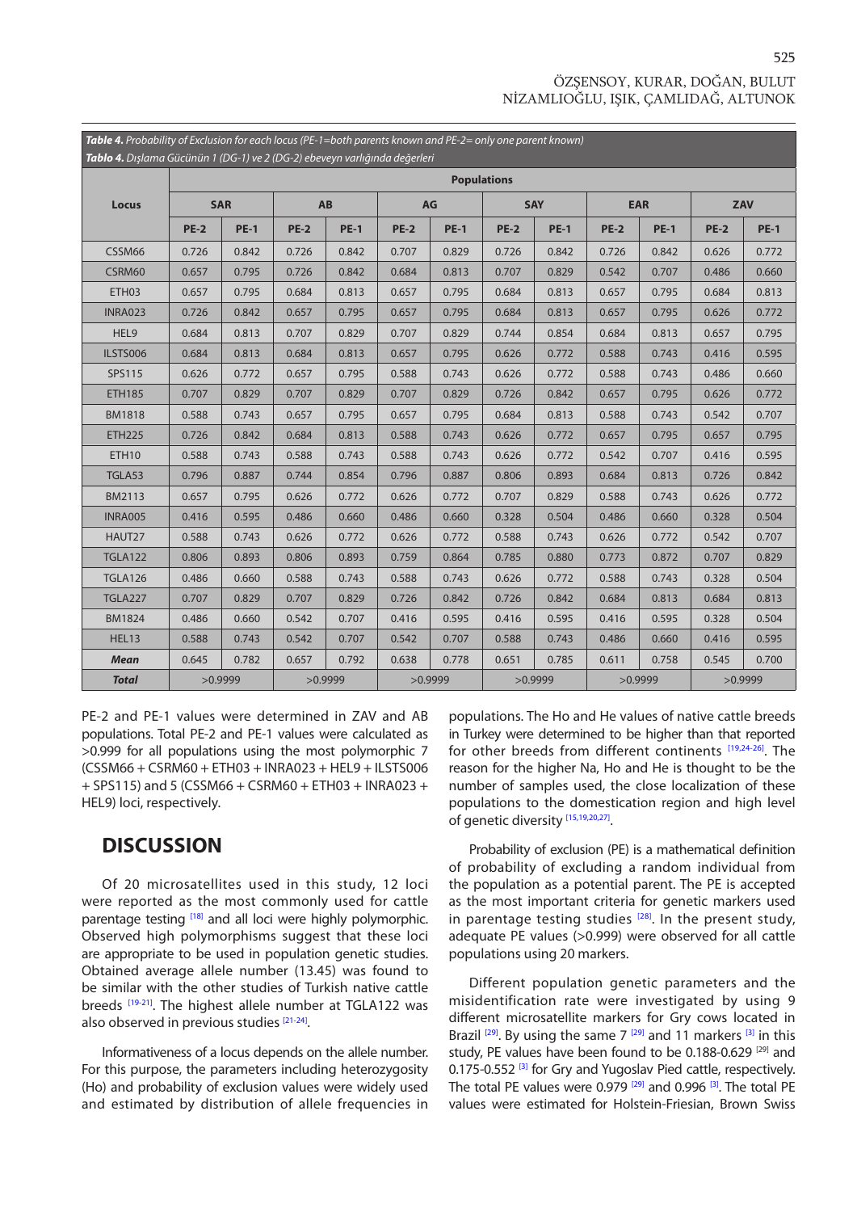**Table 4.** *Probability of Exclusion for each locus (PE-1=both parents known and PE-2= only one parent known)*

**Tablo 4.** *Dışlama Gücünün 1 (DG-1) ve 2 (DG-2) ebeveyn varlığında değerleri*

| Locus | Populations | | | | | | | | | | | |
|---|---|---|---|---|---|---|---|---|---|---|---|---|
| | SAR | | AB | | AG | | SAY | | EAR | | ZAV | |
| | PE-2 | PE-1 | PE-2 | PE-1 | PE-2 | PE-1 | PE-2 | PE-1 | PE-2 | PE-1 | PE-2 | PE-1 |
| CSSM66 | 0.726 | 0.842 | 0.726 | 0.842 | 0.707 | 0.829 | 0.726 | 0.842 | 0.726 | 0.842 | 0.626 | 0.772 |
| CSRM60 | 0.657 | 0.795 | 0.726 | 0.842 | 0.684 | 0.813 | 0.707 | 0.829 | 0.542 | 0.707 | 0.486 | 0.660 |
| ETH03 | 0.657 | 0.795 | 0.684 | 0.813 | 0.657 | 0.795 | 0.684 | 0.813 | 0.657 | 0.795 | 0.684 | 0.813 |
| INRA023 | 0.726 | 0.842 | 0.657 | 0.795 | 0.657 | 0.795 | 0.684 | 0.813 | 0.657 | 0.795 | 0.626 | 0.772 |
| HEL9 | 0.684 | 0.813 | 0.707 | 0.829 | 0.707 | 0.829 | 0.744 | 0.854 | 0.684 | 0.813 | 0.657 | 0.795 |
| ILSTS006 | 0.684 | 0.813 | 0.684 | 0.813 | 0.657 | 0.795 | 0.626 | 0.772 | 0.588 | 0.743 | 0.416 | 0.595 |
| SPS115 | 0.626 | 0.772 | 0.657 | 0.795 | 0.588 | 0.743 | 0.626 | 0.772 | 0.588 | 0.743 | 0.486 | 0.660 |
| ETH185 | 0.707 | 0.829 | 0.707 | 0.829 | 0.707 | 0.829 | 0.726 | 0.842 | 0.657 | 0.795 | 0.626 | 0.772 |
| BM1818 | 0.588 | 0.743 | 0.657 | 0.795 | 0.657 | 0.795 | 0.684 | 0.813 | 0.588 | 0.743 | 0.542 | 0.707 |
| ETH225 | 0.726 | 0.842 | 0.684 | 0.813 | 0.588 | 0.743 | 0.626 | 0.772 | 0.657 | 0.795 | 0.657 | 0.795 |
| ETH10 | 0.588 | 0.743 | 0.588 | 0.743 | 0.588 | 0.743 | 0.626 | 0.772 | 0.542 | 0.707 | 0.416 | 0.595 |
| TGLA53 | 0.796 | 0.887 | 0.744 | 0.854 | 0.796 | 0.887 | 0.806 | 0.893 | 0.684 | 0.813 | 0.726 | 0.842 |
| BM2113 | 0.657 | 0.795 | 0.626 | 0.772 | 0.626 | 0.772 | 0.707 | 0.829 | 0.588 | 0.743 | 0.626 | 0.772 |
| INRA005 | 0.416 | 0.595 | 0.486 | 0.660 | 0.486 | 0.660 | 0.328 | 0.504 | 0.486 | 0.660 | 0.328 | 0.504 |
| HAUT27 | 0.588 | 0.743 | 0.626 | 0.772 | 0.626 | 0.772 | 0.588 | 0.743 | 0.626 | 0.772 | 0.542 | 0.707 |
| TGLA122 | 0.806 | 0.893 | 0.806 | 0.893 | 0.759 | 0.864 | 0.785 | 0.880 | 0.773 | 0.872 | 0.707 | 0.829 |
| TGLA126 | 0.486 | 0.660 | 0.588 | 0.743 | 0.588 | 0.743 | 0.626 | 0.772 | 0.588 | 0.743 | 0.328 | 0.504 |
| TGLA227 | 0.707 | 0.829 | 0.707 | 0.829 | 0.726 | 0.842 | 0.726 | 0.842 | 0.684 | 0.813 | 0.684 | 0.813 |
| BM1824 | 0.486 | 0.660 | 0.542 | 0.707 | 0.416 | 0.595 | 0.416 | 0.595 | 0.416 | 0.595 | 0.328 | 0.504 |
| HEL13 | 0.588 | 0.743 | 0.542 | 0.707 | 0.542 | 0.707 | 0.588 | 0.743 | 0.486 | 0.660 | 0.416 | 0.595 |
| ***Mean*** | 0.645 | 0.782 | 0.657 | 0.792 | 0.638 | 0.778 | 0.651 | 0.785 | 0.611 | 0.758 | 0.545 | 0.700 |
| ***Total*** | >0.9999 | | >0.9999 | | >0.9999 | | >0.9999 | | >0.9999 | | >0.9999 | |

PE-2 and PE-1 values were determined in ZAV and AB populations. Total PE-2 and PE-1 values were calculated as >0.999 for all populations using the most polymorphic 7 (CSSM66 + CSRM60 + ETH03 + INRA023 + HEL9 + ILSTS006 + SPS115) and 5 (CSSM66 + CSRM60 + ETH03 + INRA023 + HEL9) loci, respectively.

## DISCUSSION

Of 20 microsatellites used in this study, 12 loci were reported as the most commonly used for cattle parentage testing [18] and all loci were highly polymorphic. Observed high polymorphisms suggest that these loci are appropriate to be used in population genetic studies. Obtained average allele number (13.45) was found to be similar with the other studies of Turkish native cattle breeds [19-21]. The highest allele number at TGLA122 was also observed in previous studies [21-24].

Informativeness of a locus depends on the allele number. For this purpose, the parameters including heterozygosity (Ho) and probability of exclusion values were widely used and estimated by distribution of allele frequencies in populations. The Ho and He values of native cattle breeds in Turkey were determined to be higher than that reported for other breeds from different continents [19,24-26]. The reason for the higher Na, Ho and He is thought to be the number of samples used, the close localization of these populations to the domestication region and high level of genetic diversity [15,19,20,27].

Probability of exclusion (PE) is a mathematical definition of probability of excluding a random individual from the population as a potential parent. The PE is accepted as the most important criteria for genetic markers used in parentage testing studies [28]. In the present study, adequate PE values (>0.999) were observed for all cattle populations using 20 markers.

Different population genetic parameters and the misidentification rate were investigated by using 9 different microsatellite markers for Gry cows located in Brazil [29]. By using the same 7 [29] and 11 markers [3] in this study, PE values have been found to be 0.188-0.629 [29] and 0.175-0.552 [3] for Gry and Yugoslav Pied cattle, respectively. The total PE values were 0.979 [29] and 0.996 [3]. The total PE values were estimated for Holstein-Friesian, Brown Swiss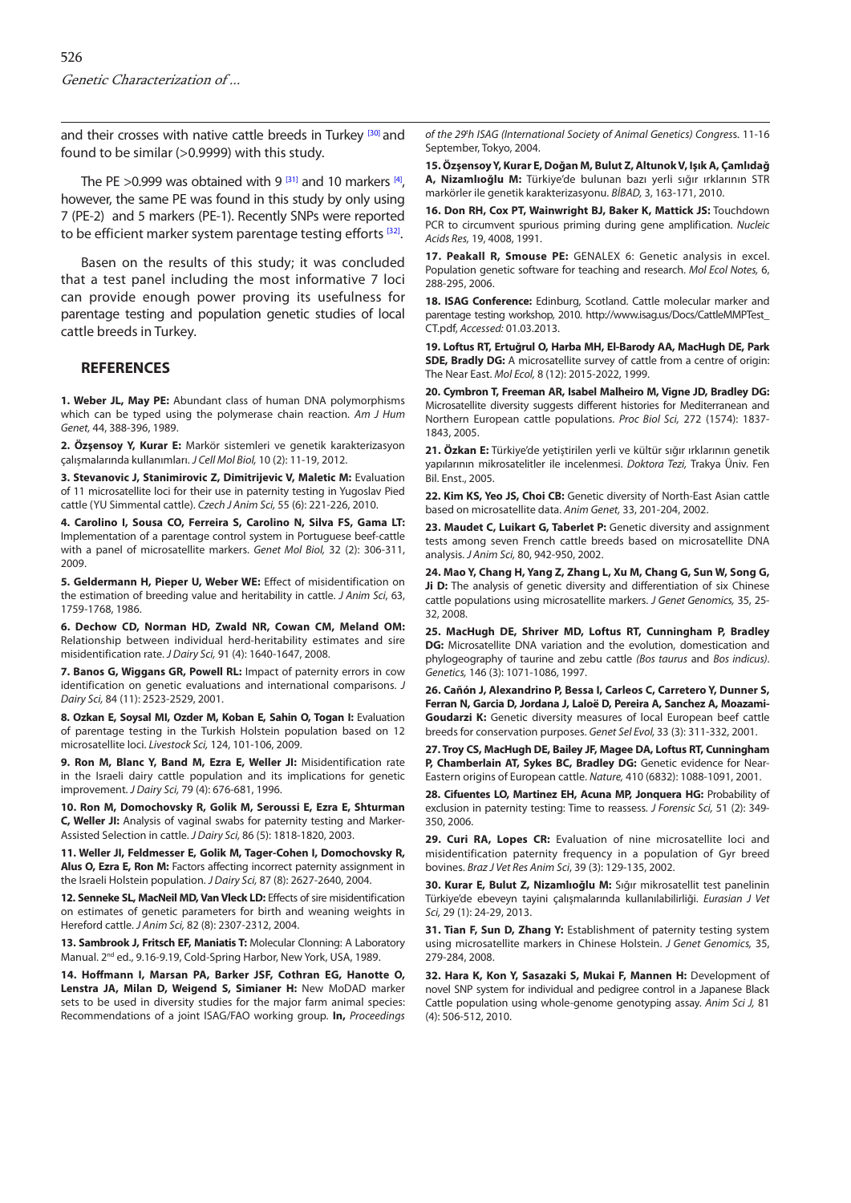and their crosses with native cattle breeds in Turkey [30] and found to be similar (>0.9999) with this study.

The PE >0.999 was obtained with 9 [31] and 10 markers [4], however, the same PE was found in this study by only using 7 (PE-2) and 5 markers (PE-1). Recently SNPs were reported to be efficient marker system parentage testing efforts [32].

Basen on the results of this study; it was concluded that a test panel including the most informative 7 loci can provide enough power proving its usefulness for parentage testing and population genetic studies of local cattle breeds in Turkey.

## REFERENCES

**1. Weber JL, May PE:** Abundant class of human DNA polymorphisms which can be typed using the polymerase chain reaction. *Am J Hum Genet,* 44, 388-396, 1989.

**2. Özşensoy Y, Kurar E:** Markör sistemleri ve genetik karakterizasyon çalışmalarında kullanımları. *J Cell Mol Biol,* 10 (2): 11-19, 2012.

**3. Stevanovic J, Stanimirovic Z, Dimitrijevic V, Maletic M:** Evaluation of 11 microsatellite loci for their use in paternity testing in Yugoslav Pied cattle (YU Simmental cattle). *Czech J Anim Sci,* 55 (6): 221-226, 2010.

**4. Carolino I, Sousa CO, Ferreira S, Carolino N, Silva FS, Gama LT:** Implementation of a parentage control system in Portuguese beef-cattle with a panel of microsatellite markers. *Genet Mol Biol,* 32 (2): 306-311, 2009.

**5. Geldermann H, Pieper U, Weber WE:** Effect of misidentification on the estimation of breeding value and heritability in cattle. *J Anim Sci*, 63, 1759-1768, 1986.

**6. Dechow CD, Norman HD, Zwald NR, Cowan CM, Meland OM:** Relationship between individual herd-heritability estimates and sire misidentification rate. *J Dairy Sci,* 91 (4): 1640-1647, 2008.

**7. Banos G, Wiggans GR, Powell RL:** Impact of paternity errors in cow identification on genetic evaluations and international comparisons. *J Dairy Sci,* 84 (11): 2523-2529, 2001.

**8. Ozkan E, Soysal MI, Ozder M, Koban E, Sahin O, Togan I:** Evaluation of parentage testing in the Turkish Holstein population based on 12 microsatellite loci. *Livestock Sci,* 124, 101-106, 2009.

**9. Ron M, Blanc Y, Band M, Ezra E, Weller JI:** Misidentification rate in the Israeli dairy cattle population and its implications for genetic improvement. *J Dairy Sci,* 79 (4): 676-681, 1996.

**10. Ron M, Domochovsky R, Golik M, Seroussi E, Ezra E, Shturman C, Weller JI:** Analysis of vaginal swabs for paternity testing and Marker-Assisted Selection in cattle. *J Dairy Sci,* 86 (5): 1818-1820, 2003.

**11. Weller JI, Feldmesser E, Golik M, Tager-Cohen I, Domochovsky R, Alus O, Ezra E, Ron M:** Factors affecting incorrect paternity assignment in the Israeli Holstein population. *J Dairy Sci,* 87 (8): 2627-2640, 2004.

**12. Senneke SL, MacNeil MD, Van Vleck LD:** Effects of sire misidentification on estimates of genetic parameters for birth and weaning weights in Hereford cattle. *J Anim Sci,* 82 (8): 2307-2312, 2004.

**13. Sambrook J, Fritsch EF, Maniatis T:** Molecular Clonning: A Laboratory Manual. 2nd ed., 9.16-9.19, Cold-Spring Harbor, New York, USA, 1989.

**14. Hoffmann I, Marsan PA, Barker JSF, Cothran EG, Hanotte O, Lenstra JA, Milan D, Weigend S, Simianer H:** New MoDAD marker sets to be used in diversity studies for the major farm animal species: Recommendations of a joint ISAG/FAO working group. **In,** *Proceedings of the 29th ISAG (International Society of Animal Genetics) Congress*. 11-16 September, Tokyo, 2004.

**15. Özşensoy Y, Kurar E, Doğan M, Bulut Z, Altunok V, Işık A, Çamlıdağ A, Nizamlıoğlu M:** Türkiye'de bulunan bazı yerli sığır ırklarının STR markörler ile genetik karakterizasyonu. *BİBAD,* 3, 163-171, 2010.

**16. Don RH, Cox PT, Wainwright BJ, Baker K, Mattick JS:** Touchdown PCR to circumvent spurious priming during gene amplification. *Nucleic Acids Res,* 19, 4008, 1991.

**17. Peakall R, Smouse PE:** GENALEX 6: Genetic analysis in excel. Population genetic software for teaching and research. *Mol Ecol Notes,* 6, 288-295, 2006.

**18. ISAG Conference:** Edinburg, Scotland. Cattle molecular marker and parentage testing workshop, 2010. http://www.isag.us/Docs/CattleMMPTest_CT.pdf, *Accessed:* 01.03.2013.

**19. Loftus RT, Ertuğrul O, Harba MH, El-Barody AA, MacHugh DE, Park SDE, Bradly DG:** A microsatellite survey of cattle from a centre of origin: The Near East. *Mol Ecol,* 8 (12): 2015-2022, 1999.

**20. Cymbron T, Freeman AR, Isabel Malheiro M, Vigne JD, Bradley DG:** Microsatellite diversity suggests different histories for Mediterranean and Northern European cattle populations. *Proc Biol Sci,* 272 (1574): 1837-1843, 2005.

**21. Özkan E:** Türkiye'de yetiştirilen yerli ve kültür sığır ırklarının genetik yapılarının mikrosatelitler ile incelenmesi. *Doktora Tezi*, Trakya Üniv. Fen Bil. Enst., 2005.

**22. Kim KS, Yeo JS, Choi CB:** Genetic diversity of North-East Asian cattle based on microsatellite data. *Anim Genet,* 33, 201-204, 2002.

**23. Maudet C, Luikart G, Taberlet P:** Genetic diversity and assignment tests among seven French cattle breeds based on microsatellite DNA analysis. *J Anim Sci,* 80, 942-950, 2002.

**24. Mao Y, Chang H, Yang Z, Zhang L, Xu M, Chang G, Sun W, Song G, Ji D:** The analysis of genetic diversity and differentiation of six Chinese cattle populations using microsatellite markers. *J Genet Genomics,* 35, 25-32, 2008.

**25. MacHugh DE, Shriver MD, Loftus RT, Cunningham P, Bradley DG:** Microsatellite DNA variation and the evolution, domestication and phylogeography of taurine and zebu cattle *(Bos taurus* and *Bos indicus)*. *Genetics,* 146 (3): 1071-1086, 1997.

**26. Cañón J, Alexandrino P, Bessa I, Carleos C, Carretero Y, Dunner S, Ferran N, Garcia D, Jordana J, Laloë D, Pereira A, Sanchez A, Moazami-Goudarzi K:** Genetic diversity measures of local European beef cattle breeds for conservation purposes. *Genet Sel Evol,* 33 (3): 311-332, 2001.

**27. Troy CS, MacHugh DE, Bailey JF, Magee DA, Loftus RT, Cunningham P, Chamberlain AT, Sykes BC, Bradley DG:** Genetic evidence for Near-Eastern origins of European cattle. *Nature,* 410 (6832): 1088-1091, 2001.

**28. Cifuentes LO, Martinez EH, Acuna MP, Jonquera HG:** Probability of exclusion in paternity testing: Time to reassess. *J Forensic Sci,* 51 (2): 349-350, 2006.

**29. Curi RA, Lopes CR:** Evaluation of nine microsatellite loci and misidentification paternity frequency in a population of Gyr breed bovines. *Braz J Vet Res Anim Sci*, 39 (3): 129-135, 2002.

**30. Kurar E, Bulut Z, Nizamlıoğlu M:** Sığır mikrosatellit test panelinin Türkiye'de ebeveyn tayini çalışmalarında kullanılabilirliği. *Eurasian J Vet Sci,* 29 (1): 24-29, 2013.

**31. Tian F, Sun D, Zhang Y:** Establishment of paternity testing system using microsatellite markers in Chinese Holstein. *J Genet Genomics,* 35, 279-284, 2008.

**32. Hara K, Kon Y, Sasazaki S, Mukai F, Mannen H:** Development of novel SNP system for individual and pedigree control in a Japanese Black Cattle population using whole-genome genotyping assay. *Anim Sci J,* 81 (4): 506-512, 2010.